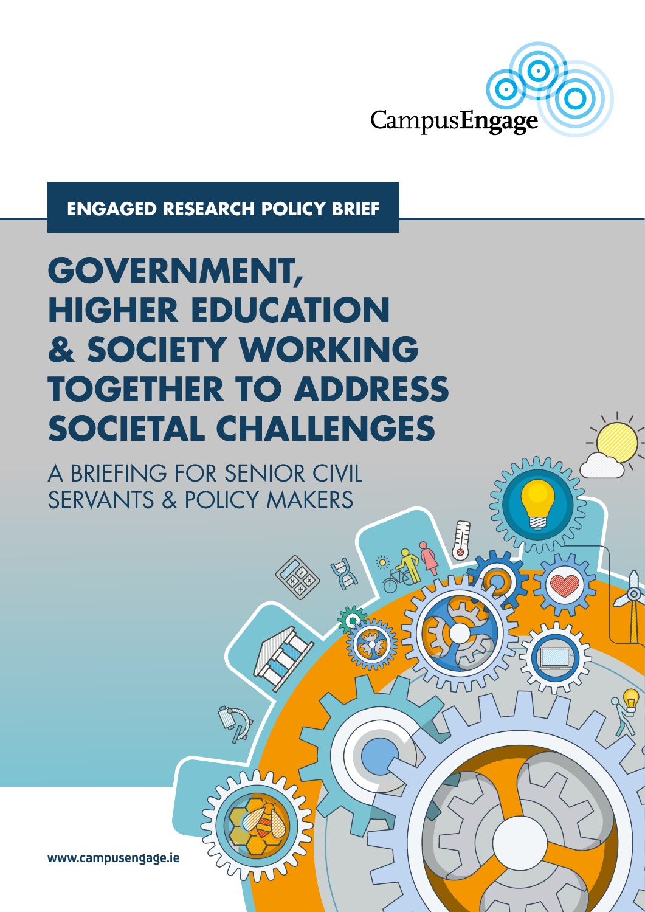CampusEngage

**ENGAGED RESEARCH POLICY BRIEF**

# GOVERNMENT, HIGHER EDUCATION & SOCIETY WORKING TOGETHER TO ADDRESS SOCIETAL CHALLENGES

## A BRIEFING FOR SENIOR CIVIL SERVANTS & POLICY MAKERS

www.campusengage.ie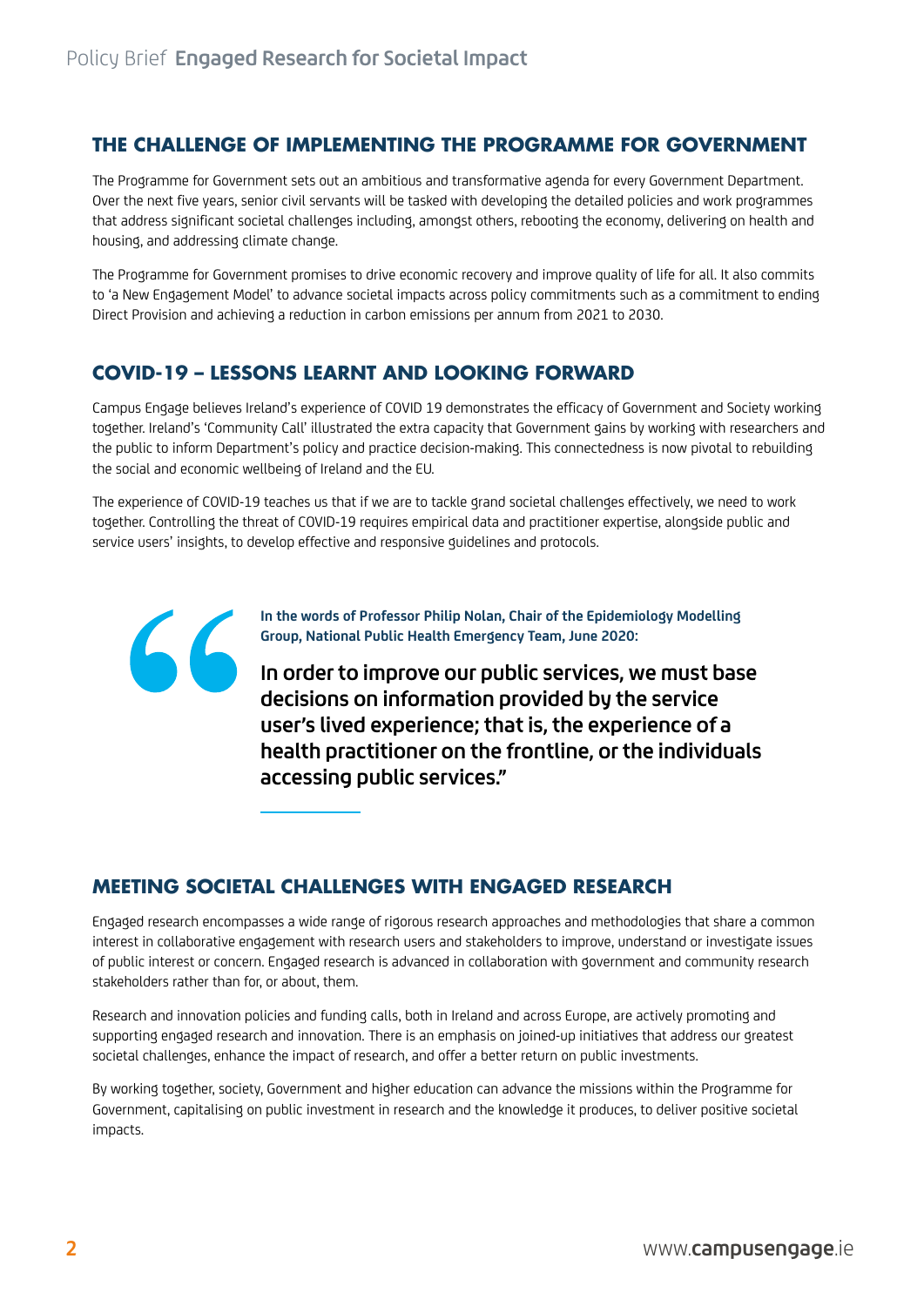## THE CHALLENGE OF IMPLEMENTING THE PROGRAMME FOR GOVERNMENT

The Programme for Government sets out an ambitious and transformative agenda for every Government Department. Over the next five years, senior civil servants will be tasked with developing the detailed policies and work programmes that address significant societal challenges including, amongst others, rebooting the economy, delivering on health and housing, and addressing climate change.

The Programme for Government promises to drive economic recovery and improve quality of life for all. It also commits to 'a New Engagement Model' to advance societal impacts across policy commitments such as a commitment to ending Direct Provision and achieving a reduction in carbon emissions per annum from 2021 to 2030.

## COVID-19 – LESSONS LEARNT AND LOOKING FORWARD

Campus Engage believes Ireland's experience of COVID 19 demonstrates the efficacy of Government and Society working together. Ireland's 'Community Call' illustrated the extra capacity that Government gains by working with researchers and the public to inform Department's policy and practice decision-making. This connectedness is now pivotal to rebuilding the social and economic wellbeing of Ireland and the EU.

The experience of COVID-19 teaches us that if we are to tackle grand societal challenges effectively, we need to work together. Controlling the threat of COVID-19 requires empirical data and practitioner expertise, alongside public and service users' insights, to develop effective and responsive guidelines and protocols.

> **In the words of Professor Philip Nolan, Chair of the Epidemiology Modelling Group, National Public Health Emergency Team, June 2020:**
>
> In order to improve our public services, we must base decisions on information provided by the service user's lived experience; that is, the experience of a health practitioner on the frontline, or the individuals accessing public services."

## MEETING SOCIETAL CHALLENGES WITH ENGAGED RESEARCH

Engaged research encompasses a wide range of rigorous research approaches and methodologies that share a common interest in collaborative engagement with research users and stakeholders to improve, understand or investigate issues of public interest or concern. Engaged research is advanced in collaboration with government and community research stakeholders rather than for, or about, them.

Research and innovation policies and funding calls, both in Ireland and across Europe, are actively promoting and supporting engaged research and innovation. There is an emphasis on joined-up initiatives that address our greatest societal challenges, enhance the impact of research, and offer a better return on public investments.

By working together, society, Government and higher education can advance the missions within the Programme for Government, capitalising on public investment in research and the knowledge it produces, to deliver positive societal impacts.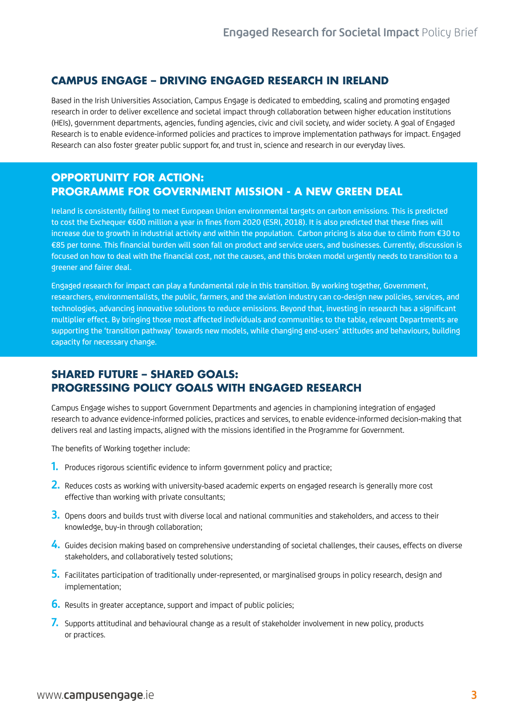## CAMPUS ENGAGE – DRIVING ENGAGED RESEARCH IN IRELAND

Based in the Irish Universities Association, Campus Engage is dedicated to embedding, scaling and promoting engaged research in order to deliver excellence and societal impact through collaboration between higher education institutions (HEIs), government departments, agencies, funding agencies, civic and civil society, and wider society. A goal of Engaged Research is to enable evidence-informed policies and practices to improve implementation pathways for impact. Engaged Research can also foster greater public support for, and trust in, science and research in our everyday lives.

## OPPORTUNITY FOR ACTION: PROGRAMME FOR GOVERNMENT MISSION - A NEW GREEN DEAL

Ireland is consistently failing to meet European Union environmental targets on carbon emissions. This is predicted to cost the Exchequer €600 million a year in fines from 2020 (ESRI, 2018). It is also predicted that these fines will increase due to growth in industrial activity and within the population. Carbon pricing is also due to climb from €30 to €85 per tonne. This financial burden will soon fall on product and service users, and businesses. Currently, discussion is focused on how to deal with the financial cost, not the causes, and this broken model urgently needs to transition to a greener and fairer deal.

Engaged research for impact can play a fundamental role in this transition. By working together, Government, researchers, environmentalists, the public, farmers, and the aviation industry can co-design new policies, services, and technologies, advancing innovative solutions to reduce emissions. Beyond that, investing in research has a significant multiplier effect. By bringing those most affected individuals and communities to the table, relevant Departments are supporting the 'transition pathway' towards new models, while changing end-users' attitudes and behaviours, building capacity for necessary change.

## SHARED FUTURE – SHARED GOALS: PROGRESSING POLICY GOALS WITH ENGAGED RESEARCH

Campus Engage wishes to support Government Departments and agencies in championing integration of engaged research to advance evidence-informed policies, practices and services, to enable evidence-informed decision-making that delivers real and lasting impacts, aligned with the missions identified in the Programme for Government.

The benefits of Working together include:

1. Produces rigorous scientific evidence to inform government policy and practice;
2. Reduces costs as working with university-based academic experts on engaged research is generally more cost effective than working with private consultants;
3. Opens doors and builds trust with diverse local and national communities and stakeholders, and access to their knowledge, buy-in through collaboration;
4. Guides decision making based on comprehensive understanding of societal challenges, their causes, effects on diverse stakeholders, and collaboratively tested solutions;
5. Facilitates participation of traditionally under-represented, or marginalised groups in policy research, design and implementation;
6. Results in greater acceptance, support and impact of public policies;
7. Supports attitudinal and behavioural change as a result of stakeholder involvement in new policy, products or practices.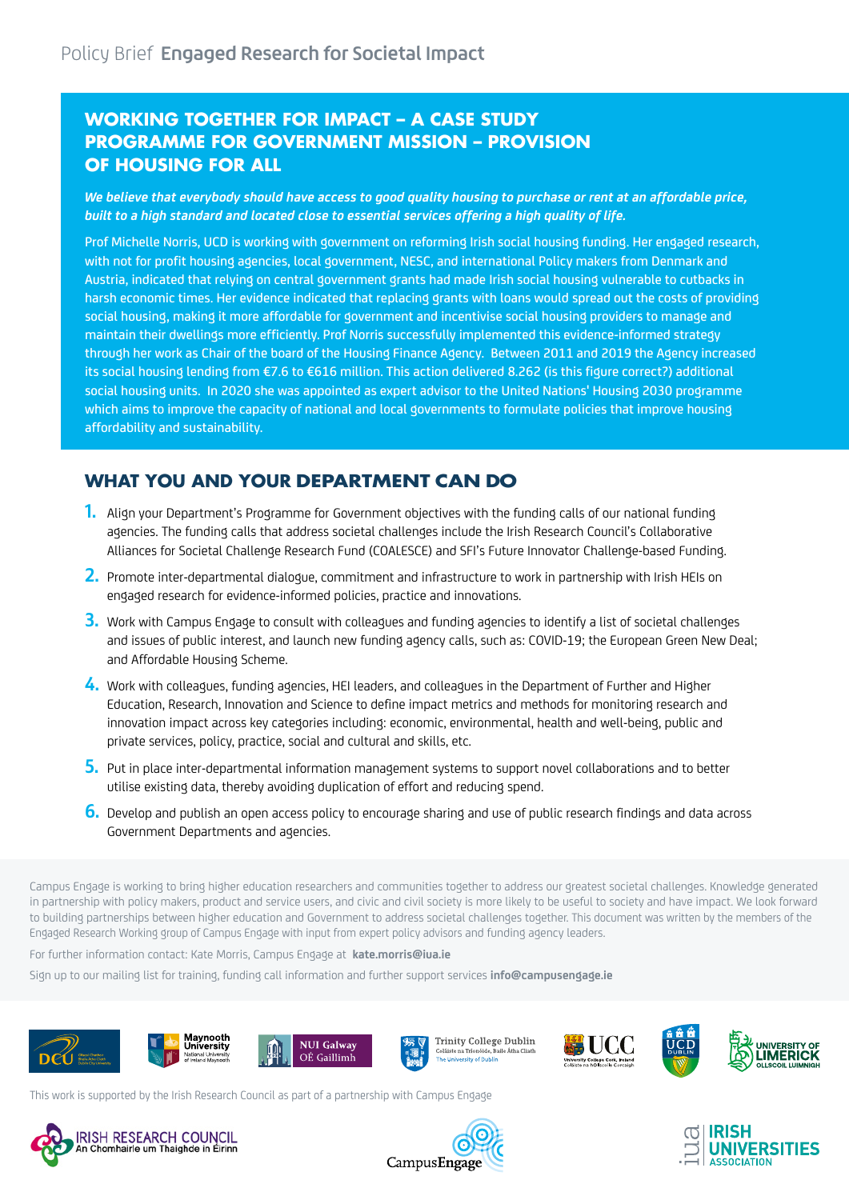## WORKING TOGETHER FOR IMPACT – A CASE STUDY PROGRAMME FOR GOVERNMENT MISSION – PROVISION OF HOUSING FOR ALL

***We believe that everybody should have access to good quality housing to purchase or rent at an affordable price, built to a high standard and located close to essential services offering a high quality of life.***

Prof Michelle Norris, UCD is working with government on reforming Irish social housing funding. Her engaged research, with not for profit housing agencies, local government, NESC, and international Policy makers from Denmark and Austria, indicated that relying on central government grants had made Irish social housing vulnerable to cutbacks in harsh economic times. Her evidence indicated that replacing grants with loans would spread out the costs of providing social housing, making it more affordable for government and incentivise social housing providers to manage and maintain their dwellings more efficiently. Prof Norris successfully implemented this evidence-informed strategy through her work as Chair of the board of the Housing Finance Agency. Between 2011 and 2019 the Agency increased its social housing lending from €7.6 to €616 million. This action delivered 8.262 (is this figure correct?) additional social housing units. In 2020 she was appointed as expert advisor to the United Nations' Housing 2030 programme which aims to improve the capacity of national and local governments to formulate policies that improve housing affordability and sustainability.

## WHAT YOU AND YOUR DEPARTMENT CAN DO

1. Align your Department's Programme for Government objectives with the funding calls of our national funding agencies. The funding calls that address societal challenges include the Irish Research Council's Collaborative Alliances for Societal Challenge Research Fund (COALESCE) and SFI's Future Innovator Challenge-based Funding.
2. Promote inter-departmental dialogue, commitment and infrastructure to work in partnership with Irish HEIs on engaged research for evidence-informed policies, practice and innovations.
3. Work with Campus Engage to consult with colleagues and funding agencies to identify a list of societal challenges and issues of public interest, and launch new funding agency calls, such as: COVID-19; the European Green New Deal; and Affordable Housing Scheme.
4. Work with colleagues, funding agencies, HEI leaders, and colleagues in the Department of Further and Higher Education, Research, Innovation and Science to define impact metrics and methods for monitoring research and innovation impact across key categories including: economic, environmental, health and well-being, public and private services, policy, practice, social and cultural and skills, etc.
5. Put in place inter-departmental information management systems to support novel collaborations and to better utilise existing data, thereby avoiding duplication of effort and reducing spend.
6. Develop and publish an open access policy to encourage sharing and use of public research findings and data across Government Departments and agencies.

Campus Engage is working to bring higher education researchers and communities together to address our greatest societal challenges. Knowledge generated in partnership with policy makers, product and service users, and civic and civil society is more likely to be useful to society and have impact. We look forward to building partnerships between higher education and Government to address societal challenges together. This document was written by the members of the Engaged Research Working group of Campus Engage with input from expert policy advisors and funding agency leaders.

For further information contact: Kate Morris, Campus Engage at **kate.morris@iua.ie**

Sign up to our mailing list for training, funding call information and further support services **info@campusengage.ie**

This work is supported by the Irish Research Council as part of a partnership with Campus Engage